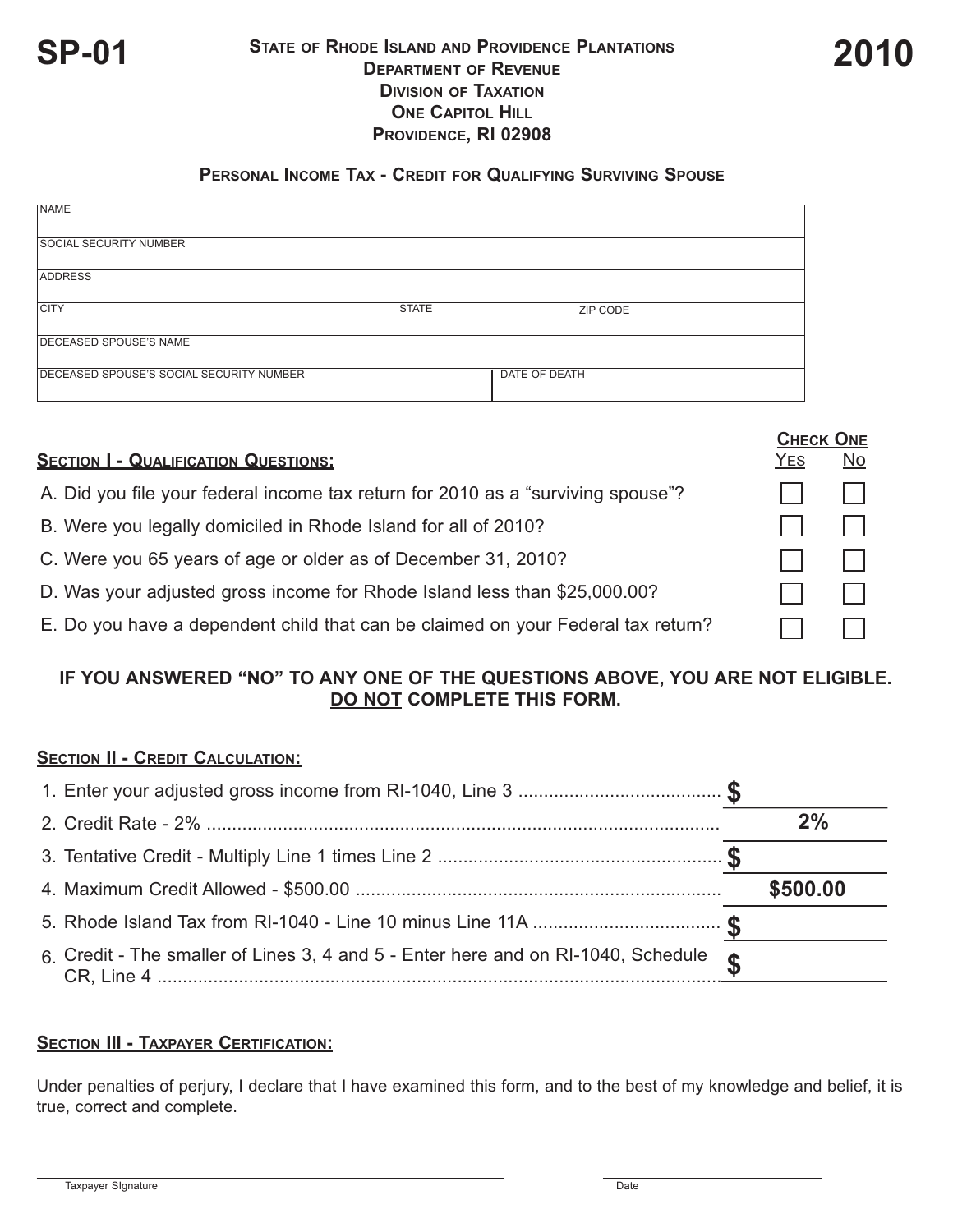**SP-01**

**2010**

**State of Rhode Island and Providence Plantations**
**Department of Revenue**
**Division of Taxation**
**One Capitol Hill**
**Providence, RI 02908**

## Personal Income Tax - Credit for Qualifying Surviving Spouse

| | | |
|---|---|---|
| NAME | | |
| SOCIAL SECURITY NUMBER | | |
| ADDRESS | | |
| CITY | STATE | ZIP CODE |
| DECEASED SPOUSE'S NAME | | |
| DECEASED SPOUSE'S SOCIAL SECURITY NUMBER | DATE OF DEATH | |

### Section I - Qualification Questions:

| | Check One: Yes | Check One: No |
|---|---|---|
| A. Did you file your federal income tax return for 2010 as a "surviving spouse"? | ☐ | ☐ |
| B. Were you legally domiciled in Rhode Island for all of 2010? | ☐ | ☐ |
| C. Were you 65 years of age or older as of December 31, 2010? | ☐ | ☐ |
| D. Was your adjusted gross income for Rhode Island less than $25,000.00? | ☐ | ☐ |
| E. Do you have a dependent child that can be claimed on your Federal tax return? | ☐ | ☐ |

**IF YOU ANSWERED "NO" TO ANY ONE OF THE QUESTIONS ABOVE, YOU ARE NOT ELIGIBLE. DO NOT COMPLETE THIS FORM.**

### Section II - Credit Calculation:

| | |
|---|---|
| 1. Enter your adjusted gross income from RI-1040, Line 3 | $ |
| 2. Credit Rate - 2% | 2% |
| 3. Tentative Credit - Multiply Line 1 times Line 2 | $ |
| 4. Maximum Credit Allowed - $500.00 | $500.00 |
| 5. Rhode Island Tax from RI-1040 - Line 10 minus Line 11A | $ |
| 6. Credit - The smaller of Lines 3, 4 and 5 - Enter here and on RI-1040, Schedule CR, Line 4 | $ |

### Section III - Taxpayer Certification:

Under penalties of perjury, I declare that I have examined this form, and to the best of my knowledge and belief, it is true, correct and complete.

Taxpayer SIgnature ____________________ Date ____________________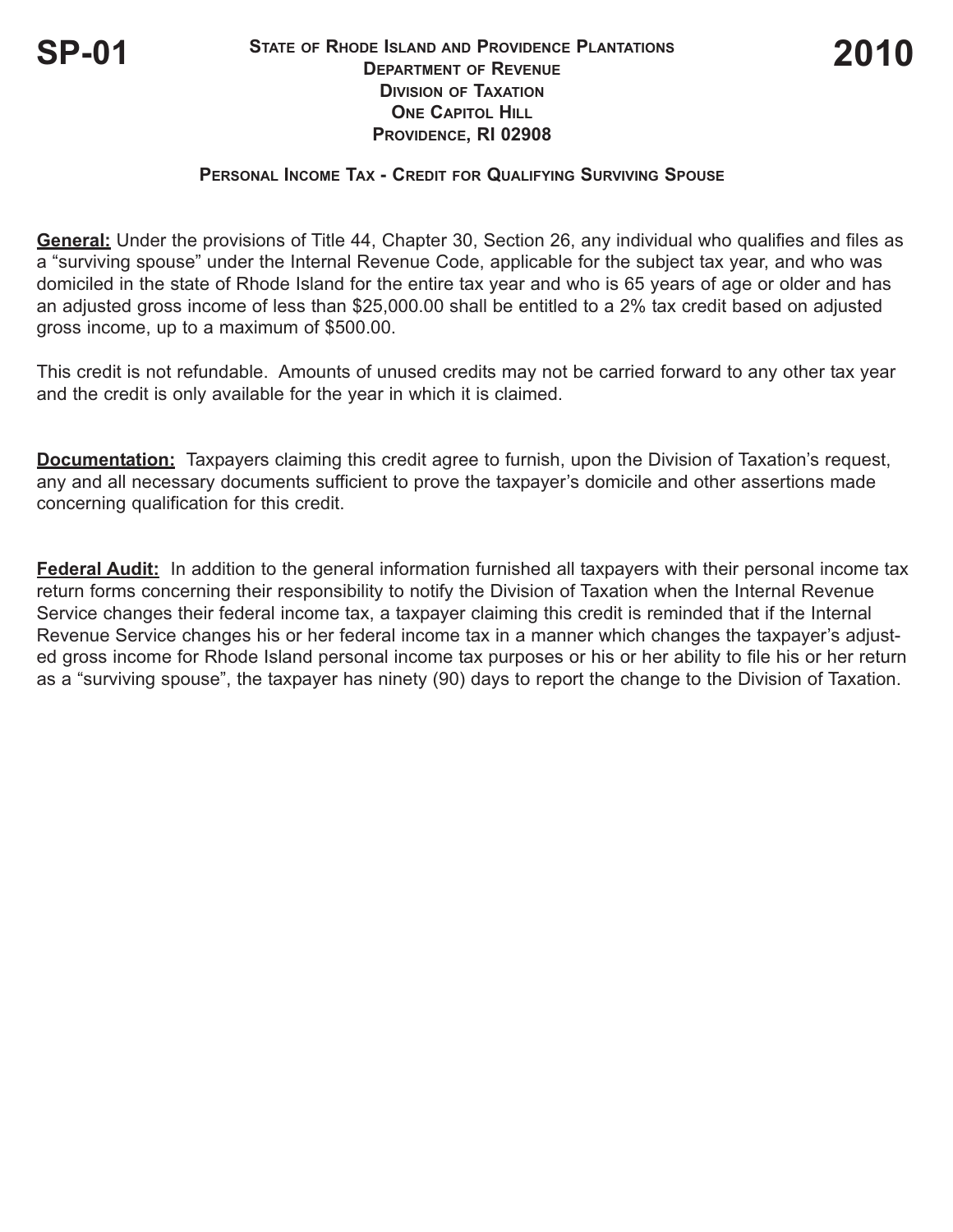**SP-01** **2010**

**STATE OF RHODE ISLAND AND PROVIDENCE PLANTATIONS**
**DEPARTMENT OF REVENUE**
**DIVISION OF TAXATION**
**ONE CAPITOL HILL**
**PROVIDENCE, RI 02908**

## PERSONAL INCOME TAX - CREDIT FOR QUALIFYING SURVIVING SPOUSE

**General:** Under the provisions of Title 44, Chapter 30, Section 26, any individual who qualifies and files as a "surviving spouse" under the Internal Revenue Code, applicable for the subject tax year, and who was domiciled in the state of Rhode Island for the entire tax year and who is 65 years of age or older and has an adjusted gross income of less than $25,000.00 shall be entitled to a 2% tax credit based on adjusted gross income, up to a maximum of $500.00.

This credit is not refundable. Amounts of unused credits may not be carried forward to any other tax year and the credit is only available for the year in which it is claimed.

**Documentation:** Taxpayers claiming this credit agree to furnish, upon the Division of Taxation's request, any and all necessary documents sufficient to prove the taxpayer's domicile and other assertions made concerning qualification for this credit.

**Federal Audit:** In addition to the general information furnished all taxpayers with their personal income tax return forms concerning their responsibility to notify the Division of Taxation when the Internal Revenue Service changes their federal income tax, a taxpayer claiming this credit is reminded that if the Internal Revenue Service changes his or her federal income tax in a manner which changes the taxpayer's adjusted gross income for Rhode Island personal income tax purposes or his or her ability to file his or her return as a "surviving spouse", the taxpayer has ninety (90) days to report the change to the Division of Taxation.